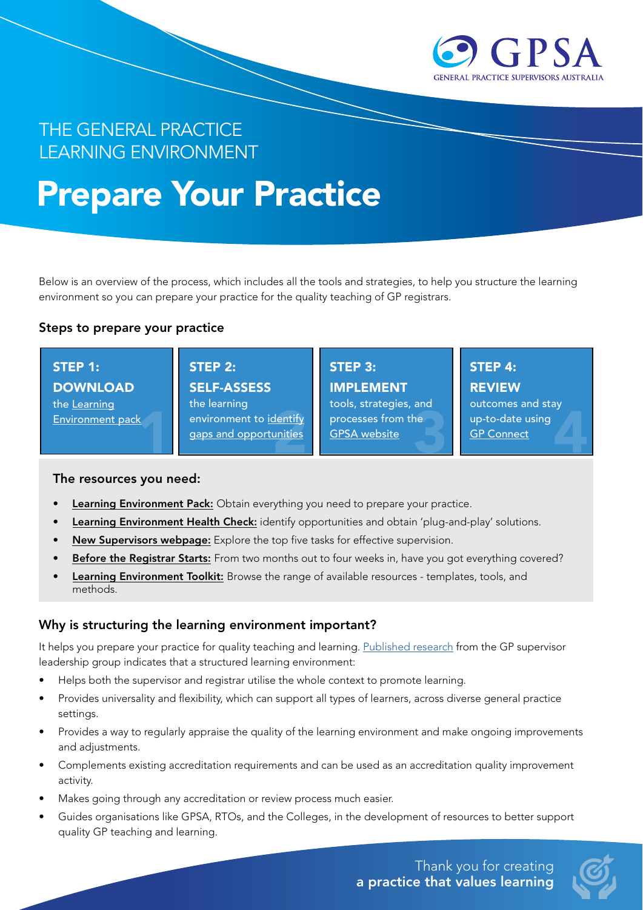THE GENERAL PRACTICE LEARNING ENVIRONMENT

# Prepare Your Practice

Below is an overview of the process, which includes all the tools and strategies, to help you structure the learning environment so you can prepare your practice for the quality teaching of GP registrars.

### Steps to prepare your practice

| STEP 1: DOWNLOAD | STEP 2: SELF-ASSESS | STEP 3: IMPLEMENT | STEP 4: REVIEW |
| --- | --- | --- | --- |
| the Learning Environment pack | the learning environment to identify gaps and opportunities | tools, strategies, and processes from the GPSA website | outcomes and stay up-to-date using GP Connect |

### The resources you need:

- **Learning Environment Pack:** Obtain everything you need to prepare your practice.
- **Learning Environment Health Check:** identify opportunities and obtain 'plug-and-play' solutions.
- **New Supervisors webpage:** Explore the top five tasks for effective supervision.
- **Before the Registrar Starts:** From two months out to four weeks in, have you got everything covered?
- **Learning Environment Toolkit:** Browse the range of available resources - templates, tools, and methods.

### Why is structuring the learning environment important?

It helps you prepare your practice for quality teaching and learning. Published research from the GP supervisor leadership group indicates that a structured learning environment:

- Helps both the supervisor and registrar utilise the whole context to promote learning.
- Provides universality and flexibility, which can support all types of learners, across diverse general practice settings.
- Provides a way to regularly appraise the quality of the learning environment and make ongoing improvements and adjustments.
- Complements existing accreditation requirements and can be used as an accreditation quality improvement activity.
- Makes going through any accreditation or review process much easier.
- Guides organisations like GPSA, RTOs, and the Colleges, in the development of resources to better support quality GP teaching and learning.

Thank you for creating **a practice that values learning**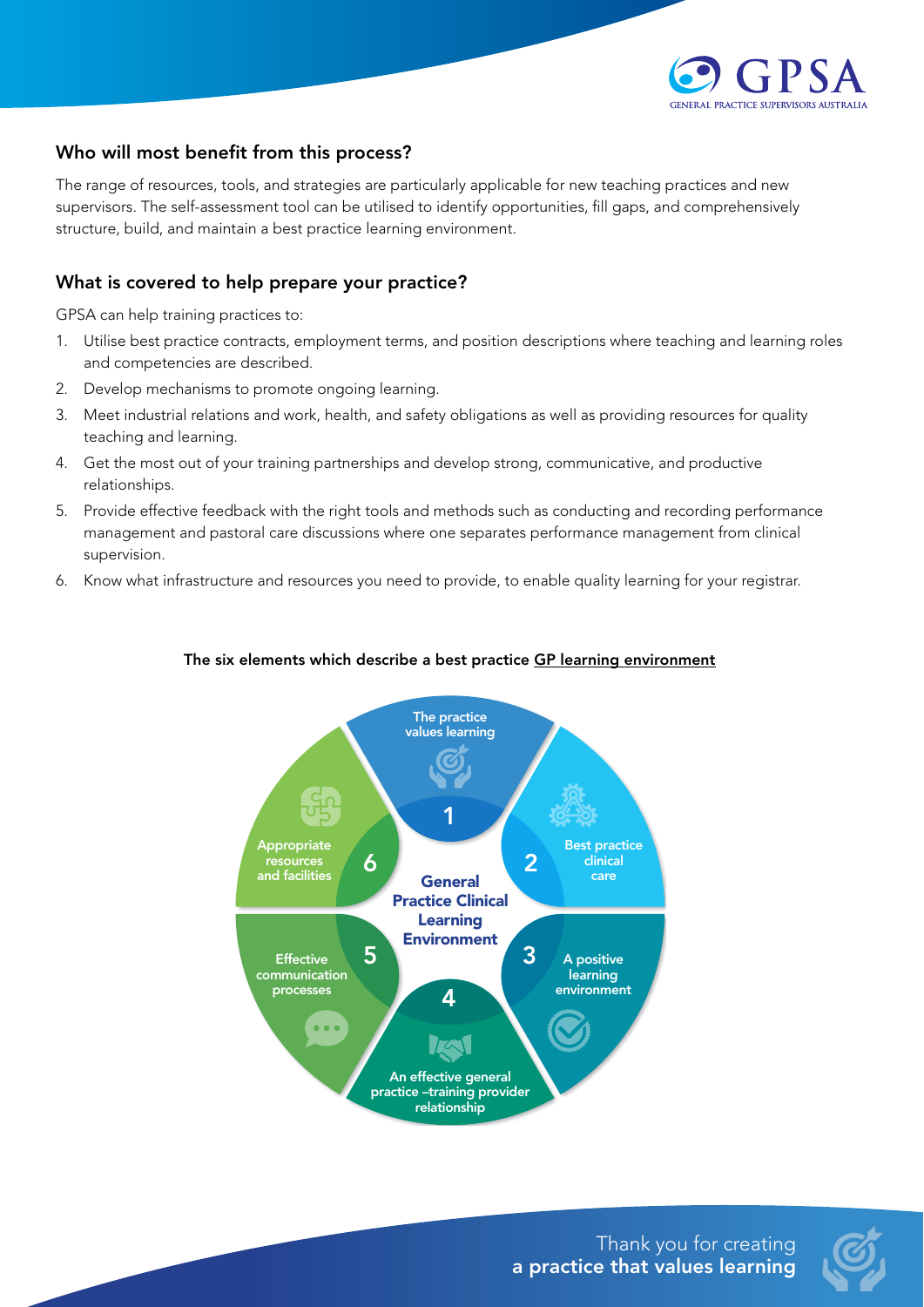## Who will most benefit from this process?

The range of resources, tools, and strategies are particularly applicable for new teaching practices and new supervisors. The self-assessment tool can be utilised to identify opportunities, fill gaps, and comprehensively structure, build, and maintain a best practice learning environment.

## What is covered to help prepare your practice?

GPSA can help training practices to:

1. Utilise best practice contracts, employment terms, and position descriptions where teaching and learning roles and competencies are described.
2. Develop mechanisms to promote ongoing learning.
3. Meet industrial relations and work, health, and safety obligations as well as providing resources for quality teaching and learning.
4. Get the most out of your training partnerships and develop strong, communicative, and productive relationships.
5. Provide effective feedback with the right tools and methods such as conducting and recording performance management and pastoral care discussions where one separates performance management from clinical supervision.
6. Know what infrastructure and resources you need to provide, to enable quality learning for your registrar.

**The six elements which describe a best practice GP learning environment**

General Practice Clinical Learning Environment

1 The practice values learning

2 Best practice clinical care

3 A positive learning environment

4 An effective general practice –training provider relationship

5 Effective communication processes

6 Appropriate resources and facilities

Thank you for creating **a practice that values learning**